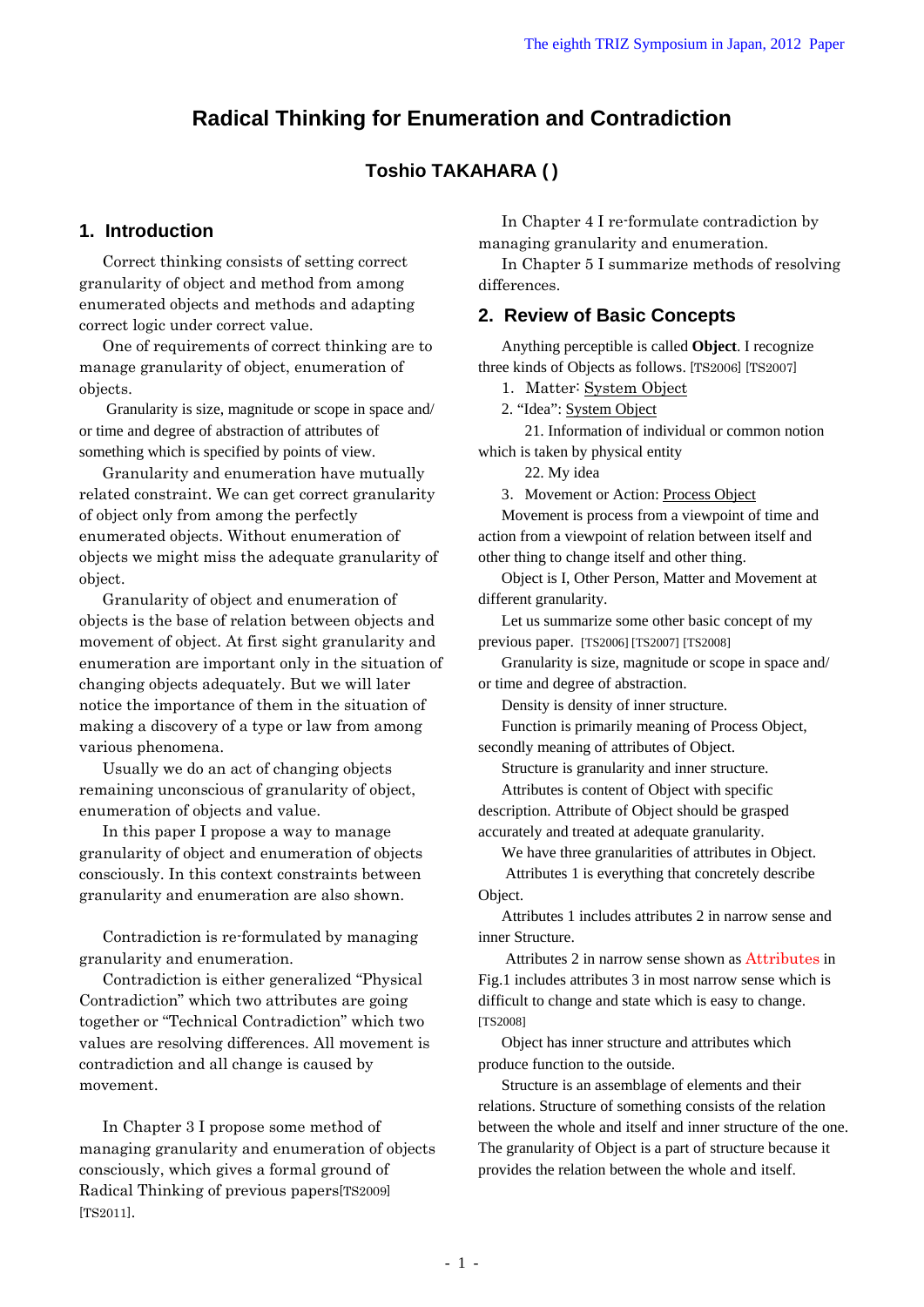# Radical Thinking for Enumeration and Contradiction

### Toshio TAKAHARA ( )

## 1. Introduction

Correct thinking consists of setting correct granularity of object and method from among enumerated objects and methods and adapting correct logic under correct value.

One of requirements of correct thinking are to manage granularity of object, enumeration of objects.

Granularity is size, magnitude or scope in space and/ or time and degree of abstraction of attributes of something which is specified by points of view.

Granularity and enumeration have mutually related constraint. We can get correct granularity of object only from among the perfectly enumerated objects. Without enumeration of objects we might miss the adequate granularity of object.

Granularity of object and enumeration of objects is the base of relation between objects and movement of object. At first sight granularity and enumeration are important only in the situation of changing objects adequately. But we will later notice the importance of them in the situation of making a discovery of a type or law from among various phenomena.

Usually we do an act of changing objects remaining unconscious of granularity of object, enumeration of objects and value.

In this paper I propose a way to manage granularity of object and enumeration of objects consciously. In this context constraints between granularity and enumeration are also shown.

Contradiction is re-formulated by managing granularity and enumeration.

Contradiction is either generalized "Physical Contradiction" which two attributes are going together or "Technical Contradiction" which two values are resolving differences. All movement is contradiction and all change is caused by movement.

In Chapter 3 I propose some method of managing granularity and enumeration of objects consciously, which gives a formal ground of Radical Thinking of previous papers[TS2009] [TS2011].

In Chapter 4 I re-formulate contradiction by managing granularity and enumeration.

In Chapter 5 I summarize methods of resolving differences.

## 2. Review of Basic Concepts

Anything perceptible is called **Object**. I recognize three kinds of Objects as follows. [TS2006] [TS2007]

1. Matter: System Object
2. "Idea": System Object
    21. Information of individual or common notion which is taken by physical entity
    22. My idea
3. Movement or Action: Process Object

Movement is process from a viewpoint of time and action from a viewpoint of relation between itself and other thing to change itself and other thing.

Object is I, Other Person, Matter and Movement at different granularity.

Let us summarize some other basic concept of my previous paper. [TS2006] [TS2007] [TS2008]

Granularity is size, magnitude or scope in space and/ or time and degree of abstraction.

Density is density of inner structure.

Function is primarily meaning of Process Object, secondly meaning of attributes of Object.

Structure is granularity and inner structure.

Attributes is content of Object with specific description. Attribute of Object should be grasped accurately and treated at adequate granularity.

We have three granularities of attributes in Object.

Attributes 1 is everything that concretely describe Object.

Attributes 1 includes attributes 2 in narrow sense and inner Structure.

Attributes 2 in narrow sense shown as Attributes in Fig.1 includes attributes 3 in most narrow sense which is difficult to change and state which is easy to change. [TS2008]

Object has inner structure and attributes which produce function to the outside.

Structure is an assemblage of elements and their relations. Structure of something consists of the relation between the whole and itself and inner structure of the one. The granularity of Object is a part of structure because it provides the relation between the whole and itself.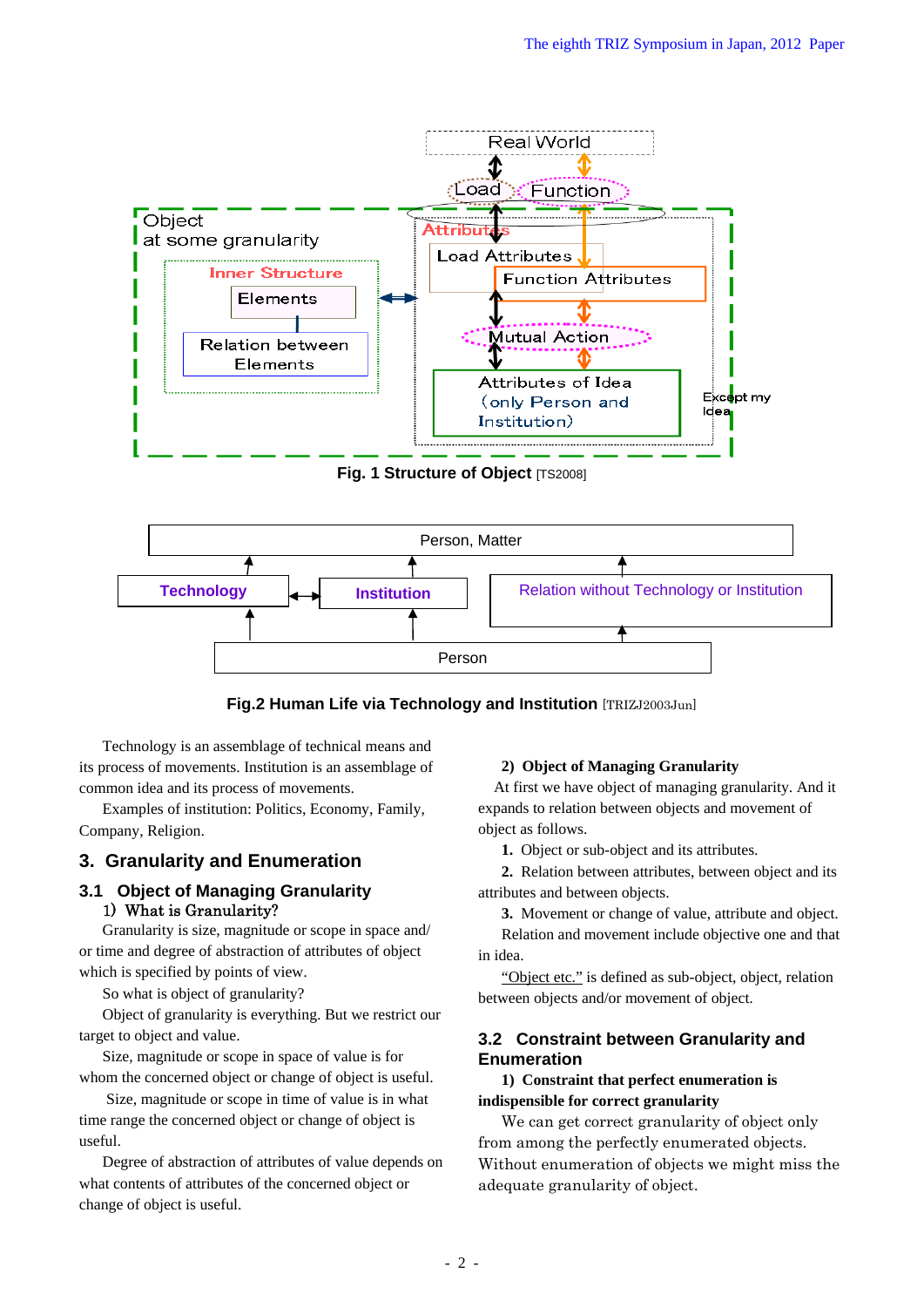Fig. 1 Structure of Object [TS2008]

Fig.2 Human Life via Technology and Institution [TRIZJ2003Jun]

Technology is an assemblage of technical means and its process of movements. Institution is an assemblage of common idea and its process of movements.

Examples of institution: Politics, Economy, Family, Company, Religion.

## 3. Granularity and Enumeration

### 3.1 Object of Managing Granularity

**1) What is Granularity?**

Granularity is size, magnitude or scope in space and/ or time and degree of abstraction of attributes of object which is specified by points of view.

So what is object of granularity?

Object of granularity is everything. But we restrict our target to object and value.

Size, magnitude or scope in space of value is for whom the concerned object or change of object is useful.

Size, magnitude or scope in time of value is in what time range the concerned object or change of object is useful.

Degree of abstraction of attributes of value depends on what contents of attributes of the concerned object or change of object is useful.

**2) Object of Managing Granularity**

At first we have object of managing granularity. And it expands to relation between objects and movement of object as follows.

**1.** Object or sub-object and its attributes.

**2.** Relation between attributes, between object and its attributes and between objects.

**3.** Movement or change of value, attribute and object.

Relation and movement include objective one and that in idea.

"Object etc." is defined as sub-object, object, relation between objects and/or movement of object.

### 3.2 Constraint between Granularity and Enumeration

**1) Constraint that perfect enumeration is indispensible for correct granularity**

We can get correct granularity of object only from among the perfectly enumerated objects. Without enumeration of objects we might miss the adequate granularity of object.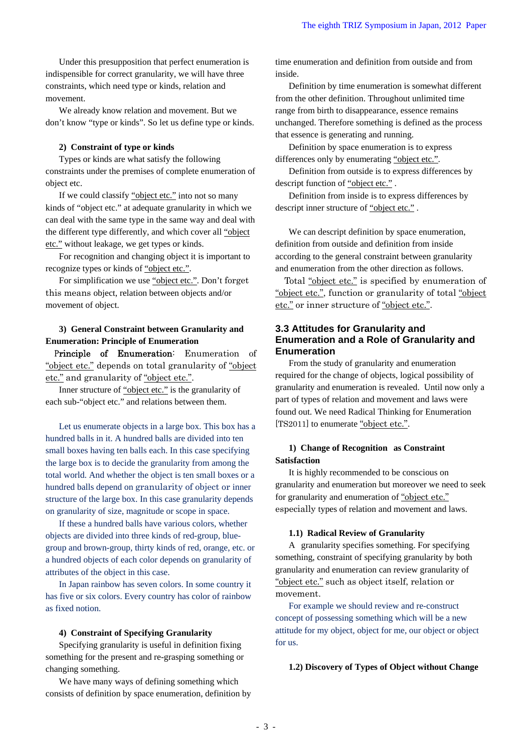Under this presupposition that perfect enumeration is indispensible for correct granularity, we will have three constraints, which need type or kinds, relation and movement.

We already know relation and movement. But we don't know "type or kinds". So let us define type or kinds.

**2) Constraint of type or kinds**

Types or kinds are what satisfy the following constraints under the premises of complete enumeration of object etc.

If we could classify "object etc." into not so many kinds of "object etc." at adequate granularity in which we can deal with the same type in the same way and deal with the different type differently, and which cover all "object etc." without leakage, we get types or kinds.

For recognition and changing object it is important to recognize types or kinds of "object etc.".

For simplification we use "object etc.". Don't forget this means object, relation between objects and/or movement of object.

**3) General Constraint between Granularity and Enumeration: Principle of Enumeration**

Principle of Enumeration: Enumeration of "object etc." depends on total granularity of "object etc." and granularity of "object etc.".

Inner structure of "object etc." is the granularity of each sub-"object etc." and relations between them.

Let us enumerate objects in a large box. This box has a hundred balls in it. A hundred balls are divided into ten small boxes having ten balls each. In this case specifying the large box is to decide the granularity from among the total world. And whether the object is ten small boxes or a hundred balls depend on granularity of object or inner structure of the large box. In this case granularity depends on granularity of size, magnitude or scope in space.

If these a hundred balls have various colors, whether objects are divided into three kinds of red-group, blue-group and brown-group, thirty kinds of red, orange, etc. or a hundred objects of each color depends on granularity of attributes of the object in this case.

In Japan rainbow has seven colors. In some country it has five or six colors. Every country has color of rainbow as fixed notion.

**4) Constraint of Specifying Granularity**

Specifying granularity is useful in definition fixing something for the present and re-grasping something or changing something.

We have many ways of defining something which consists of definition by space enumeration, definition by time enumeration and definition from outside and from inside.

Definition by time enumeration is somewhat different from the other definition. Throughout unlimited time range from birth to disappearance, essence remains unchanged. Therefore something is defined as the process that essence is generating and running.

Definition by space enumeration is to express differences only by enumerating "object etc.".

Definition from outside is to express differences by descript function of "object etc." .

Definition from inside is to express differences by descript inner structure of "object etc." .

We can descript definition by space enumeration, definition from outside and definition from inside according to the general constraint between granularity and enumeration from the other direction as follows.

Total "object etc." is specified by enumeration of "object etc.", function or granularity of total "object etc." or inner structure of "object etc.".

## 3.3 Attitudes for Granularity and Enumeration and a Role of Granularity and Enumeration

From the study of granularity and enumeration required for the change of objects, logical possibility of granularity and enumeration is revealed. Until now only a part of types of relation and movement and laws were found out. We need Radical Thinking for Enumeration [TS2011] to enumerate "object etc.".

**1) Change of Recognition as Constraint Satisfaction**

It is highly recommended to be conscious on granularity and enumeration but moreover we need to seek for granularity and enumeration of "object etc." especially types of relation and movement and laws.

**1.1) Radical Review of Granularity**

A granularity specifies something. For specifying something, constraint of specifying granularity by both granularity and enumeration can review granularity of "object etc." such as object itself, relation or movement.

For example we should review and re-construct concept of possessing something which will be a new attitude for my object, object for me, our object or object for us.

**1.2) Discovery of Types of Object without Change**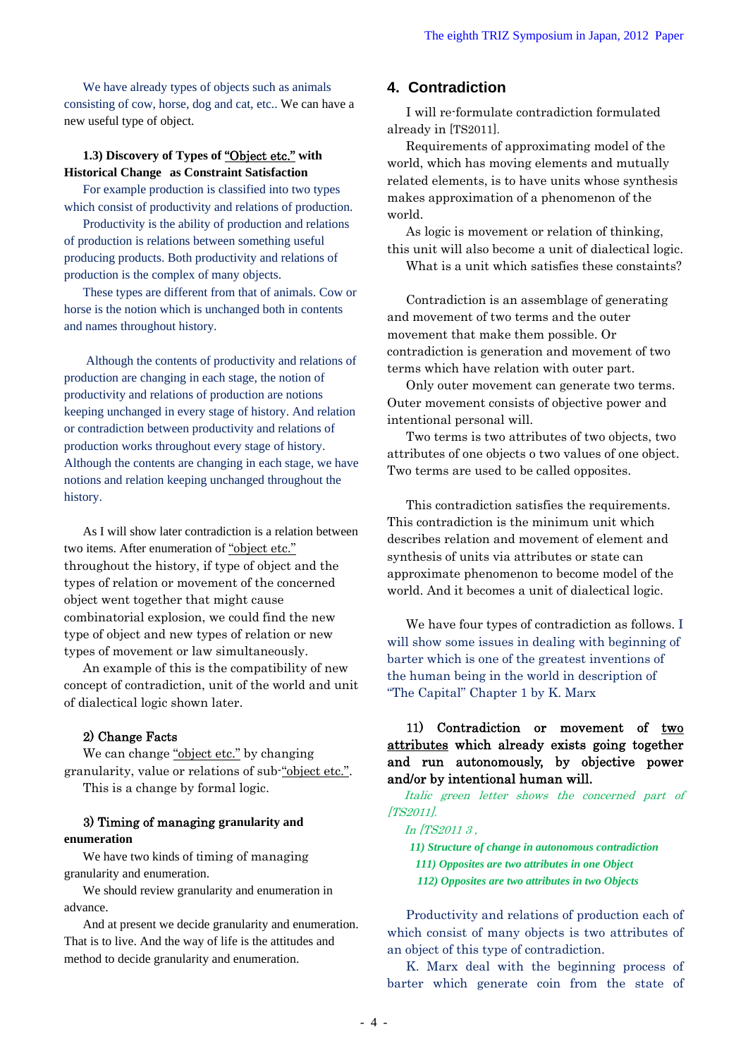We have already types of objects such as animals consisting of cow, horse, dog and cat, etc.. We can have a new useful type of object.

**1.3) Discovery of Types of "Object etc." with Historical Change as Constraint Satisfaction**

For example production is classified into two types which consist of productivity and relations of production.

Productivity is the ability of production and relations of production is relations between something useful producing products. Both productivity and relations of production is the complex of many objects.

These types are different from that of animals. Cow or horse is the notion which is unchanged both in contents and names throughout history.

Although the contents of productivity and relations of production are changing in each stage, the notion of productivity and relations of production are notions keeping unchanged in every stage of history. And relation or contradiction between productivity and relations of production works throughout every stage of history. Although the contents are changing in each stage, we have notions and relation keeping unchanged throughout the history.

As I will show later contradiction is a relation between two items. After enumeration of "object etc." throughout the history, if type of object and the types of relation or movement of the concerned object went together that might cause combinatorial explosion, we could find the new type of object and new types of relation or new types of movement or law simultaneously.

An example of this is the compatibility of new concept of contradiction, unit of the world and unit of dialectical logic shown later.

**2) Change Facts**

We can change "object etc." by changing granularity, value or relations of sub-"object etc.".

This is a change by formal logic.

**3) Timing of managing granularity and enumeration**

We have two kinds of timing of managing granularity and enumeration.

We should review granularity and enumeration in advance.

And at present we decide granularity and enumeration. That is to live. And the way of life is the attitudes and method to decide granularity and enumeration.

## 4. Contradiction

I will re-formulate contradiction formulated already in [TS2011].

Requirements of approximating model of the world, which has moving elements and mutually related elements, is to have units whose synthesis makes approximation of a phenomenon of the world.

As logic is movement or relation of thinking, this unit will also become a unit of dialectical logic.

What is a unit which satisfies these constaints?

Contradiction is an assemblage of generating and movement of two terms and the outer movement that make them possible. Or contradiction is generation and movement of two terms which have relation with outer part.

Only outer movement can generate two terms. Outer movement consists of objective power and intentional personal will.

Two terms is two attributes of two objects, two attributes of one objects o two values of one object. Two terms are used to be called opposites.

This contradiction satisfies the requirements. This contradiction is the minimum unit which describes relation and movement of element and synthesis of units via attributes or state can approximate phenomenon to become model of the world. And it becomes a unit of dialectical logic.

We have four types of contradiction as follows. I will show some issues in dealing with beginning of barter which is one of the greatest inventions of the human being in the world in description of "The Capital" Chapter 1 by K. Marx

**11) Contradiction or movement of two attributes which already exists going together and run autonomously, by objective power and/or by intentional human will.**

*Italic green letter shows the concerned part of [TS2011].*

*In [TS2011 3 ,*

***11) Structure of change in autonomous contradiction***

***111) Opposites are two attributes in one Object***

***112) Opposites are two attributes in two Objects***

Productivity and relations of production each of which consist of many objects is two attributes of an object of this type of contradiction.

K. Marx deal with the beginning process of barter which generate coin from the state of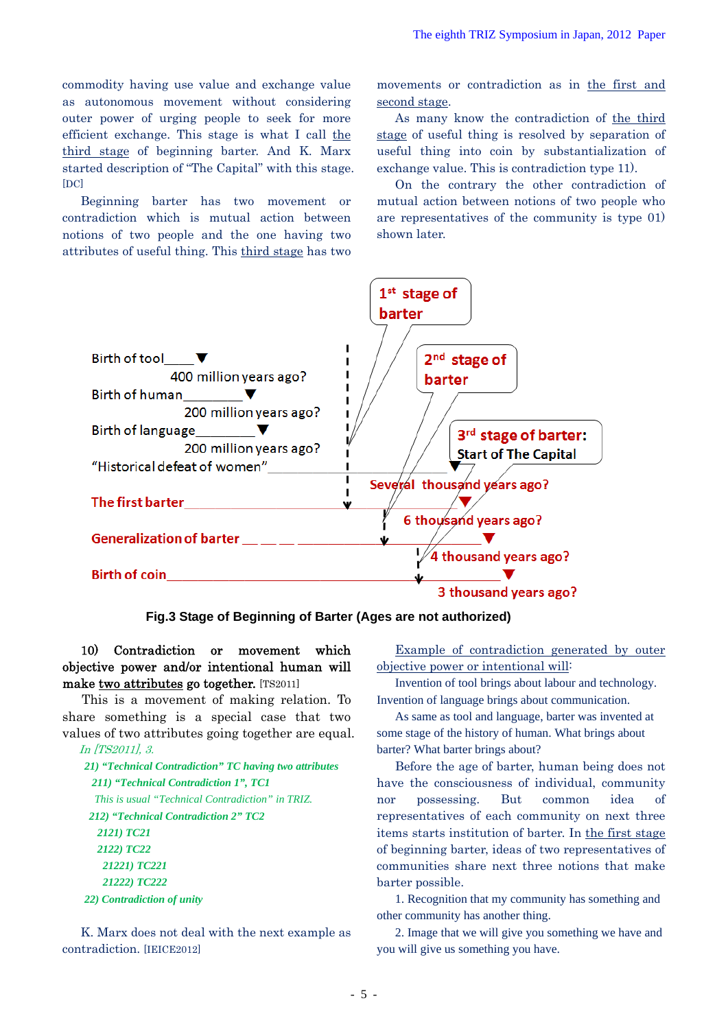commodity having use value and exchange value as autonomous movement without considering outer power of urging people to seek for more efficient exchange. This stage is what I call <u>the third stage</u> of beginning barter. And K. Marx started description of "The Capital" with this stage. [DC]

Beginning barter has two movement or contradiction which is mutual action between notions of two people and the one having two attributes of useful thing. This <u>third stage</u> has two movements or contradiction as in <u>the first and second stage</u>.

As many know the contradiction of <u>the third stage</u> of useful thing is resolved by separation of useful thing into coin by substantialization of exchange value. This is contradiction type 11).

On the contrary the other contradiction of mutual action between notions of two people who are representatives of the community is type 01) shown later.

1st stage of barter

2nd stage of barter

3rd stage of barter: Start of The Capital

Birth of tool — 400 million years ago?

Birth of human — 200 million years ago?

Birth of language — 200 million years ago?

"Historical defeat of women" — Several thousand years ago?

The first barter — 6 thousand years ago?

Generalization of barter — 4 thousand years ago?

Birth of coin — 3 thousand years ago?

**Fig.3 Stage of Beginning of Barter (Ages are not authorized)**

**10) Contradiction or movement which objective power and/or intentional human will make <u>two attributes</u> go together.** [TS2011]

This is a movement of making relation. To share something is a special case that two values of two attributes going together are equal.

*In [TS2011], 3.*

***21) "Technical Contradiction" TC having two attributes***

***211) "Technical Contradiction 1", TC1***

*This is usual "Technical Contradiction" in TRIZ.*

***212) "Technical Contradiction 2" TC2***

***2121) TC21***

***2122) TC22***

***21221) TC221***

***21222) TC222***

***22) Contradiction of unity***

K. Marx does not deal with the next example as contradiction. [IEICE2012]

<u>Example of contradiction generated by outer objective power or intentional will</u>:

Invention of tool brings about labour and technology. Invention of language brings about communication.

As same as tool and language, barter was invented at some stage of the history of human. What brings about barter? What barter brings about?

Before the age of barter, human being does not have the consciousness of individual, community nor possessing. But common idea of representatives of each community on next three items starts institution of barter. In <u>the first stage</u> of beginning barter, ideas of two representatives of communities share next three notions that make barter possible.

1. Recognition that my community has something and other community has another thing.

2. Image that we will give you something we have and you will give us something you have.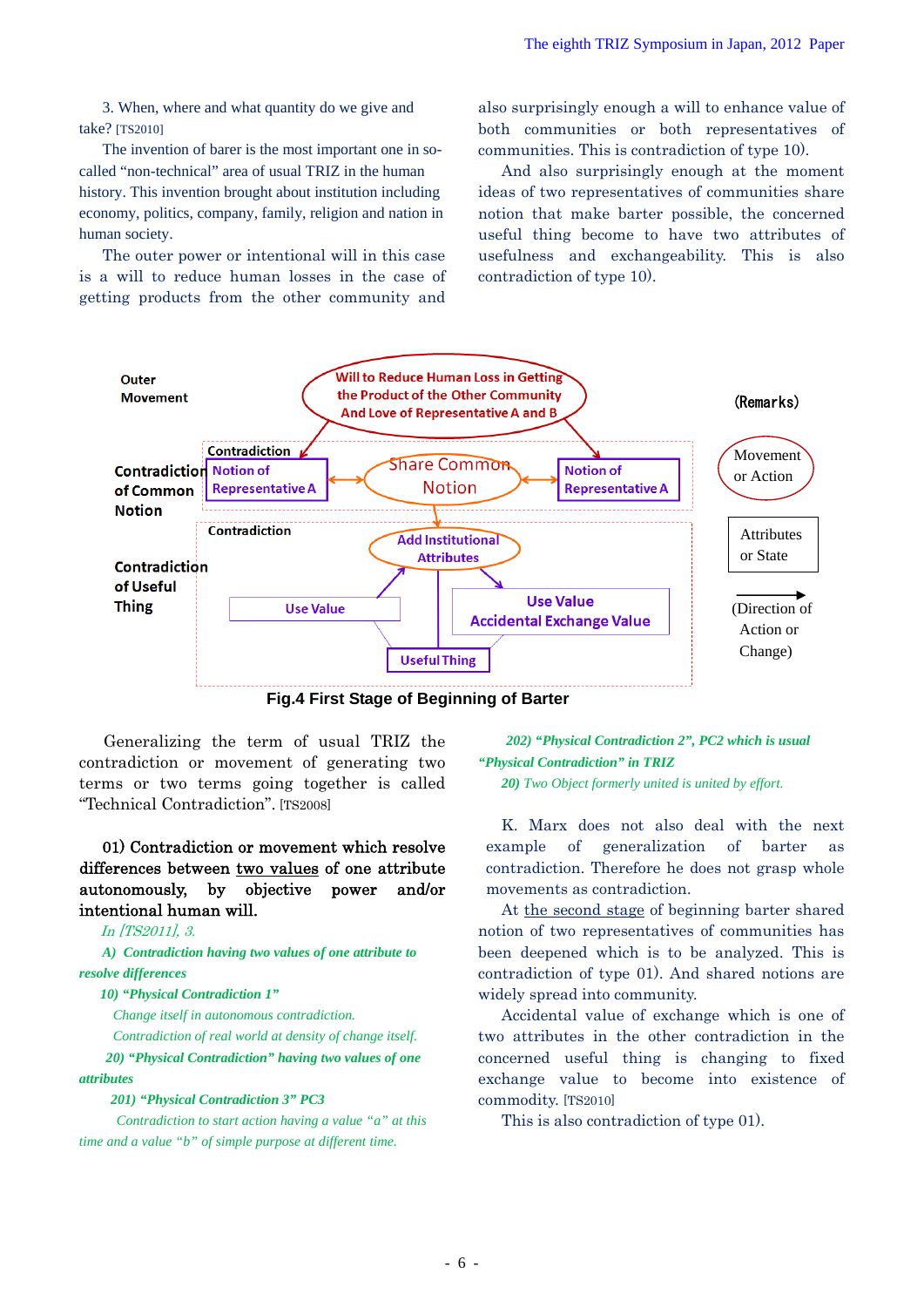3. When, where and what quantity do we give and take? [TS2010]

The invention of barer is the most important one in so-called "non-technical" area of usual TRIZ in the human history. This invention brought about institution including economy, politics, company, family, religion and nation in human society.

The outer power or intentional will in this case is a will to reduce human losses in the case of getting products from the other community and also surprisingly enough a will to enhance value of both communities or both representatives of communities. This is contradiction of type 10).

And also surprisingly enough at the moment ideas of two representatives of communities share notion that make barter possible, the concerned useful thing become to have two attributes of usefulness and exchangeability. This is also contradiction of type 10).

Outer Movement

Will to Reduce Human Loss in Getting the Product of the Other Community And Love of Representative A and B

Contradiction of Common Notion

Contradiction

Notion of Representative A

Share Common Notion

Notion of Representative A

Contradiction of Useful Thing

Contradiction

Add Institutional Attributes

Use Value

Use Value Accidental Exchange Value

Useful Thing

(Remarks)

Movement or Action

Attributes or State

(Direction of Action or Change)

**Fig.4 First Stage of Beginning of Barter**

Generalizing the term of usual TRIZ the contradiction or movement of generating two terms or two terms going together is called "Technical Contradiction". [TS2008]

**01) Contradiction or movement which resolve differences between <u>two values</u> of one attribute autonomously, by objective power and/or intentional human will.**

*In [TS2011], 3.*

***A) Contradiction having two values of one attribute to resolve differences***

***10) "Physical Contradiction 1"***

*Change itself in autonomous contradiction.*

*Contradiction of real world at density of change itself.*

***20) "Physical Contradiction" having two values of one attributes***

***201) "Physical Contradiction 3" PC3***

*Contradiction to start action having a value "a" at this time and a value "b" of simple purpose at different time.*

***202) "Physical Contradiction 2", PC2 which is usual "Physical Contradiction" in TRIZ***

***20)** Two Object formerly united is united by effort.*

K. Marx does not also deal with the next example of generalization of barter as contradiction. Therefore he does not grasp whole movements as contradiction.

At <u>the second stage</u> of beginning barter shared notion of two representatives of communities has been deepened which is to be analyzed. This is contradiction of type 01). And shared notions are widely spread into community.

Accidental value of exchange which is one of two attributes in the other contradiction in the concerned useful thing is changing to fixed exchange value to become into existence of commodity. [TS2010]

This is also contradiction of type 01).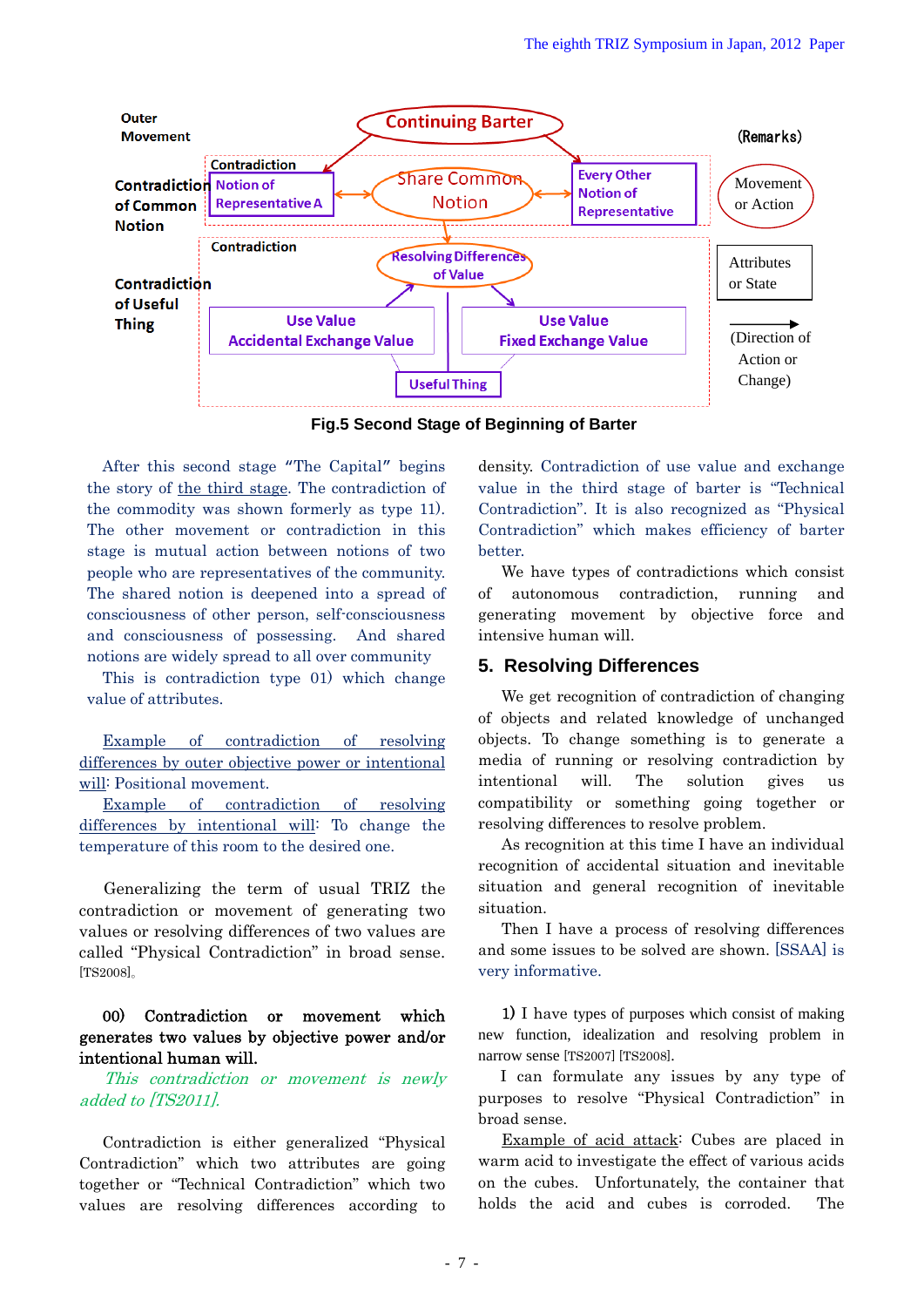Outer Movement

Contradiction of Common Notion

Contradiction of Useful Thing

Continuing Barter

Contradiction: Notion of Representative A ↔ Share Common Notion ↔ Every Other Notion of Representative

Contradiction: Resolving Differences of Value

Use Value / Accidental Exchange Value

Use Value / Fixed Exchange Value

Useful Thing

(Remarks)

Movement or Action

Attributes or State

(Direction of Action or Change)

**Fig.5 Second Stage of Beginning of Barter**

After this second stage "The Capital" begins the story of the third stage. The contradiction of the commodity was shown formerly as type 11). The other movement or contradiction in this stage is mutual action between notions of two people who are representatives of the community. The shared notion is deepened into a spread of consciousness of other person, self-consciousness and consciousness of possessing. And shared notions are widely spread to all over community

This is contradiction type 01) which change value of attributes.

Example of contradiction of resolving differences by outer objective power or intentional will: Positional movement.

Example of contradiction of resolving differences by intentional will: To change the temperature of this room to the desired one.

Generalizing the term of usual TRIZ the contradiction or movement of generating two values or resolving differences of two values are called "Physical Contradiction" in broad sense. [TS2008]。

**00) Contradiction or movement which generates two values by objective power and/or intentional human will.**

*This contradiction or movement is newly added to [TS2011].*

Contradiction is either generalized "Physical Contradiction" which two attributes are going together or "Technical Contradiction" which two values are resolving differences according to density. Contradiction of use value and exchange value in the third stage of barter is "Technical Contradiction". It is also recognized as "Physical Contradiction" which makes efficiency of barter better.

We have types of contradictions which consist of autonomous contradiction, running and generating movement by objective force and intensive human will.

## 5. Resolving Differences

We get recognition of contradiction of changing of objects and related knowledge of unchanged objects. To change something is to generate a media of running or resolving contradiction by intentional will. The solution gives us compatibility or something going together or resolving differences to resolve problem.

As recognition at this time I have an individual recognition of accidental situation and inevitable situation and general recognition of inevitable situation.

Then I have a process of resolving differences and some issues to be solved are shown. [SSAA] is very informative.

1) I have types of purposes which consist of making new function, idealization and resolving problem in narrow sense [TS2007] [TS2008].

I can formulate any issues by any type of purposes to resolve "Physical Contradiction" in broad sense.

Example of acid attack: Cubes are placed in warm acid to investigate the effect of various acids on the cubes. Unfortunately, the container that holds the acid and cubes is corroded. The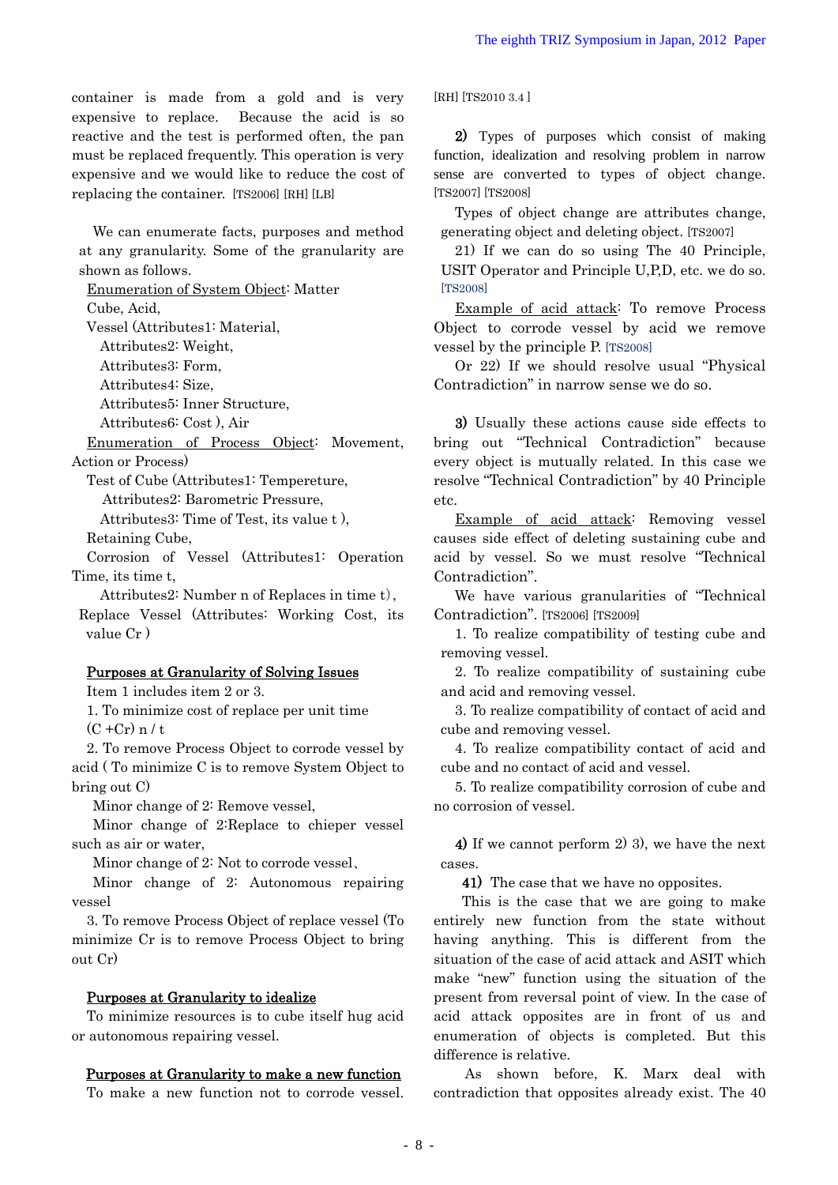container is made from a gold and is very expensive to replace. Because the acid is so reactive and the test is performed often, the pan must be replaced frequently. This operation is very expensive and we would like to reduce the cost of replacing the container. [TS2006] [RH] [LB]

We can enumerate facts, purposes and method at any granularity. Some of the granularity are shown as follows.

Enumeration of System Object: Matter

Cube, Acid,

Vessel (Attributes1: Material,

Attributes2: Weight,

Attributes3: Form,

Attributes4: Size,

Attributes5: Inner Structure,

Attributes6: Cost ), Air

Enumeration of Process Object: Movement, Action or Process)

Test of Cube (Attributes1: Tempereture,

Attributes2: Barometric Pressure,

Attributes3: Time of Test, its value t ),

Retaining Cube,

Corrosion of Vessel (Attributes1: Operation Time, its time t,

Attributes2: Number n of Replaces in time t),

Replace Vessel (Attributes: Working Cost, its value Cr )

**Purposes at Granularity of Solving Issues**

Item 1 includes item 2 or 3.

1. To minimize cost of replace per unit time $(C + Cr)\, n / t$

2. To remove Process Object to corrode vessel by acid ( To minimize C is to remove System Object to bring out C)

Minor change of 2: Remove vessel,

Minor change of 2:Replace to chieper vessel such as air or water,

Minor change of 2: Not to corrode vessel、

Minor change of 2: Autonomous repairing vessel

3. To remove Process Object of replace vessel (To minimize Cr is to remove Process Object to bring out Cr)

**Purposes at Granularity to idealize**

To minimize resources is to cube itself hug acid or autonomous repairing vessel.

**Purposes at Granularity to make a new function**

To make a new function not to corrode vessel. [RH] [TS2010 3.4 ]

**2)** Types of purposes which consist of making function, idealization and resolving problem in narrow sense are converted to types of object change. [TS2007] [TS2008]

Types of object change are attributes change, generating object and deleting object. [TS2007]

21) If we can do so using The 40 Principle, USIT Operator and Principle U,P,D, etc. we do so. [TS2008]

Example of acid attack: To remove Process Object to corrode vessel by acid we remove vessel by the principle P. [TS2008]

Or 22) If we should resolve usual "Physical Contradiction" in narrow sense we do so.

**3)** Usually these actions cause side effects to bring out "Technical Contradiction" because every object is mutually related. In this case we resolve "Technical Contradiction" by 40 Principle etc.

Example of acid attack: Removing vessel causes side effect of deleting sustaining cube and acid by vessel. So we must resolve "Technical Contradiction".

We have various granularities of "Technical Contradiction". [TS2006] [TS2009]

1. To realize compatibility of testing cube and removing vessel.

2. To realize compatibility of sustaining cube and acid and removing vessel.

3. To realize compatibility of contact of acid and cube and removing vessel.

4. To realize compatibility contact of acid and cube and no contact of acid and vessel.

5. To realize compatibility corrosion of cube and no corrosion of vessel.

**4)** If we cannot perform 2) 3), we have the next cases.

**41)** The case that we have no opposites.

This is the case that we are going to make entirely new function from the state without having anything. This is different from the situation of the case of acid attack and ASIT which make "new" function using the situation of the present from reversal point of view. In the case of acid attack opposites are in front of us and enumeration of objects is completed. But this difference is relative.

As shown before, K. Marx deal with contradiction that opposites already exist. The 40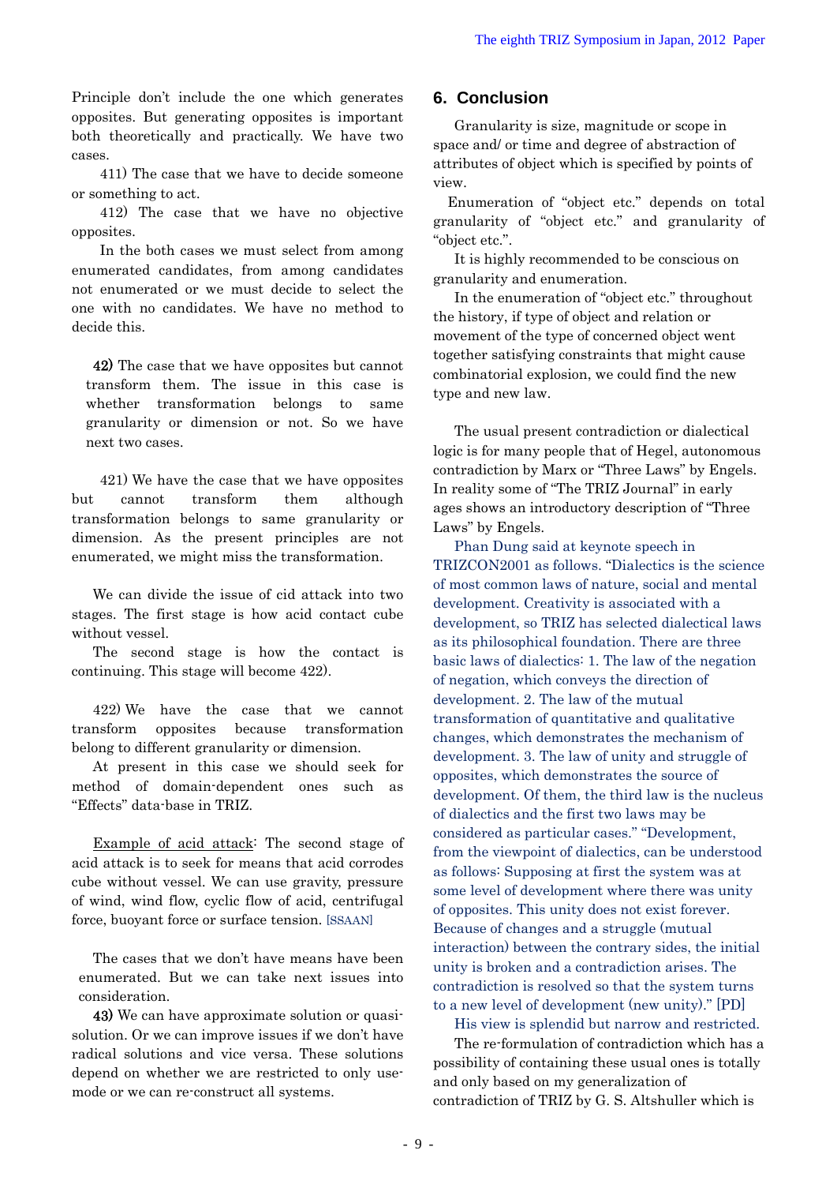Principle don't include the one which generates opposites. But generating opposites is important both theoretically and practically. We have two cases.

411) The case that we have to decide someone or something to act.

412) The case that we have no objective opposites.

In the both cases we must select from among enumerated candidates, from among candidates not enumerated or we must decide to select the one with no candidates. We have no method to decide this.

**42)** The case that we have opposites but cannot transform them. The issue in this case is whether transformation belongs to same granularity or dimension or not. So we have next two cases.

421) We have the case that we have opposites but cannot transform them although transformation belongs to same granularity or dimension. As the present principles are not enumerated, we might miss the transformation.

We can divide the issue of cid attack into two stages. The first stage is how acid contact cube without vessel.

The second stage is how the contact is continuing. This stage will become 422).

422) We have the case that we cannot transform opposites because transformation belong to different granularity or dimension.

At present in this case we should seek for method of domain-dependent ones such as "Effects" data-base in TRIZ.

Example of acid attack: The second stage of acid attack is to seek for means that acid corrodes cube without vessel. We can use gravity, pressure of wind, wind flow, cyclic flow of acid, centrifugal force, buoyant force or surface tension. [SSAAN]

The cases that we don't have means have been enumerated. But we can take next issues into consideration.

**43)** We can have approximate solution or quasi-solution. Or we can improve issues if we don't have radical solutions and vice versa. These solutions depend on whether we are restricted to only use-mode or we can re-construct all systems.

## 6. Conclusion

Granularity is size, magnitude or scope in space and/ or time and degree of abstraction of attributes of object which is specified by points of view.

Enumeration of "object etc." depends on total granularity of "object etc." and granularity of "object etc.".

It is highly recommended to be conscious on granularity and enumeration.

In the enumeration of "object etc." throughout the history, if type of object and relation or movement of the type of concerned object went together satisfying constraints that might cause combinatorial explosion, we could find the new type and new law.

The usual present contradiction or dialectical logic is for many people that of Hegel, autonomous contradiction by Marx or "Three Laws" by Engels. In reality some of "The TRIZ Journal" in early ages shows an introductory description of "Three Laws" by Engels.

Phan Dung said at keynote speech in TRIZCON2001 as follows. "Dialectics is the science of most common laws of nature, social and mental development. Creativity is associated with a development, so TRIZ has selected dialectical laws as its philosophical foundation. There are three basic laws of dialectics: 1. The law of the negation of negation, which conveys the direction of development. 2. The law of the mutual transformation of quantitative and qualitative changes, which demonstrates the mechanism of development. 3. The law of unity and struggle of opposites, which demonstrates the source of development. Of them, the third law is the nucleus of dialectics and the first two laws may be considered as particular cases." "Development, from the viewpoint of dialectics, can be understood as follows: Supposing at first the system was at some level of development where there was unity of opposites. This unity does not exist forever. Because of changes and a struggle (mutual interaction) between the contrary sides, the initial unity is broken and a contradiction arises. The contradiction is resolved so that the system turns to a new level of development (new unity)." [PD]

His view is splendid but narrow and restricted.

The re-formulation of contradiction which has a possibility of containing these usual ones is totally and only based on my generalization of contradiction of TRIZ by G. S. Altshuller which is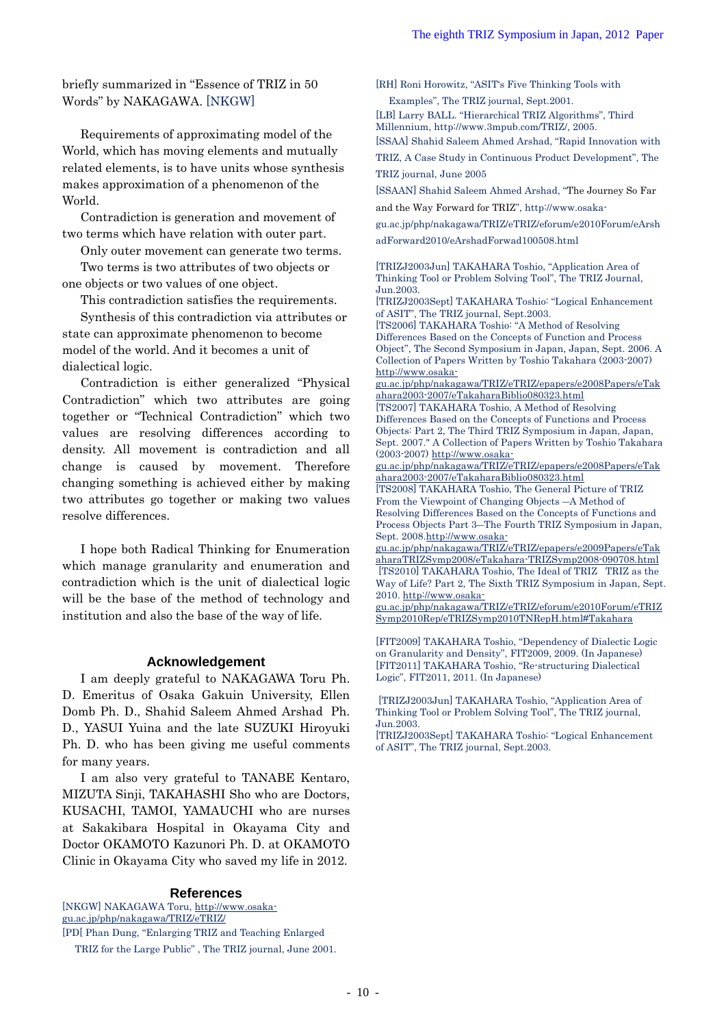briefly summarized in "Essence of TRIZ in 50 Words" by NAKAGAWA. [NKGW]

Requirements of approximating model of the World, which has moving elements and mutually related elements, is to have units whose synthesis makes approximation of a phenomenon of the World.

Contradiction is generation and movement of two terms which have relation with outer part.

Only outer movement can generate two terms.

Two terms is two attributes of two objects or one objects or two values of one object.

This contradiction satisfies the requirements.

Synthesis of this contradiction via attributes or state can approximate phenomenon to become model of the world. And it becomes a unit of dialectical logic.

Contradiction is either generalized "Physical Contradiction" which two attributes are going together or "Technical Contradiction" which two values are resolving differences according to density. All movement is contradiction and all change is caused by movement. Therefore changing something is achieved either by making two attributes go together or making two values resolve differences.

I hope both Radical Thinking for Enumeration which manage granularity and enumeration and contradiction which is the unit of dialectical logic will be the base of the method of technology and institution and also the base of the way of life.

## Acknowledgement

I am deeply grateful to NAKAGAWA Toru Ph. D. Emeritus of Osaka Gakuin University, Ellen Domb Ph. D., Shahid Saleem Ahmed Arshad Ph. D., YASUI Yuina and the late SUZUKI Hiroyuki Ph. D. who has been giving me useful comments for many years.

I am also very grateful to TANABE Kentaro, MIZUTA Sinji, TAKAHASHI Sho who are Doctors, KUSACHI, TAMOI, YAMAUCHI who are nurses at Sakakibara Hospital in Okayama City and Doctor OKAMOTO Kazunori Ph. D. at OKAMOTO Clinic in Okayama City who saved my life in 2012.

## References

[NKGW] NAKAGAWA Toru, http://www.osaka-gu.ac.jp/php/nakagawa/TRIZ/eTRIZ/

[PD[ Phan Dung, "Enlarging TRIZ and Teaching Enlarged TRIZ for the Large Public" , The TRIZ journal, June 2001.

[RH] Roni Horowitz, "ASIT's Five Thinking Tools with Examples", The TRIZ journal, Sept.2001.

[LB] Larry BALL. "Hierarchical TRIZ Algorithms", Third Millennium, http://www.3mpub.com/TRIZ/, 2005.

[SSAA] Shahid Saleem Ahmed Arshad, "Rapid Innovation with TRIZ, A Case Study in Continuous Product Development", The TRIZ journal, June 2005

[SSAAN] Shahid Saleem Ahmed Arshad, "The Journey So Far and the Way Forward for TRIZ", http://www.osaka-gu.ac.jp/php/nakagawa/TRIZ/eTRIZ/eforum/e2010Forum/eArshadForward2010/eArshadForwad100508.html

[TRIZJ2003Jun] TAKAHARA Toshio, "Application Area of Thinking Tool or Problem Solving Tool", The TRIZ Journal, Jun.2003.

[TRIZJ2003Sept] TAKAHARA Toshio: "Logical Enhancement of ASIT", The TRIZ journal, Sept.2003.

[TS2006] TAKAHARA Toshio: "A Method of Resolving Differences Based on the Concepts of Function and Process Object", The Second Symposium in Japan, Japan, Sept. 2006. A Collection of Papers Written by Toshio Takahara (2003-2007) http://www.osaka-gu.ac.jp/php/nakagawa/TRIZ/eTRIZ/epapers/e2008Papers/eTakahara2003-2007/eTakaharaBiblio080323.html

[TS2007] TAKAHARA Toshio, A Method of Resolving Differences Based on the Concepts of Functions and Process Objects: Part 2, The Third TRIZ Symposium in Japan, Japan, Sept. 2007." A Collection of Papers Written by Toshio Takahara (2003-2007) http://www.osaka-gu.ac.jp/php/nakagawa/TRIZ/eTRIZ/epapers/e2008Papers/eTakahara2003-2007/eTakaharaBiblio080323.html

[TS2008] TAKAHARA Toshio, The General Picture of TRIZ From the Viewpoint of Changing Objects —A Method of Resolving Differences Based on the Concepts of Functions and Process Objects Part 3—The Fourth TRIZ Symposium in Japan, Sept. 2008.http://www.osaka-gu.ac.jp/php/nakagawa/TRIZ/eTRIZ/epapers/e2009Papers/eTakaharaTRIZSymp2008/eTakahara-TRIZSymp2008-090708.html

[TS2010] TAKAHARA Toshio, The Ideal of TRIZ TRIZ as the Way of Life? Part 2, The Sixth TRIZ Symposium in Japan, Sept. 2010. http://www.osaka-gu.ac.jp/php/nakagawa/TRIZ/eTRIZ/eforum/e2010Forum/eTRIZSymp2010Rep/eTRIZSymp2010TNRepH.html#Takahara

[FIT2009] TAKAHARA Toshio, "Dependency of Dialectic Logic on Granularity and Density", FIT2009, 2009. (In Japanese)

[FIT2011] TAKAHARA Toshio, "Re-structuring Dialectical Logic", FIT2011, 2011. (In Japanese)

[TRIZJ2003Jun] TAKAHARA Toshio, "Application Area of Thinking Tool or Problem Solving Tool", The TRIZ journal, Jun.2003.

[TRIZJ2003Sept] TAKAHARA Toshio: "Logical Enhancement of ASIT", The TRIZ journal, Sept.2003.